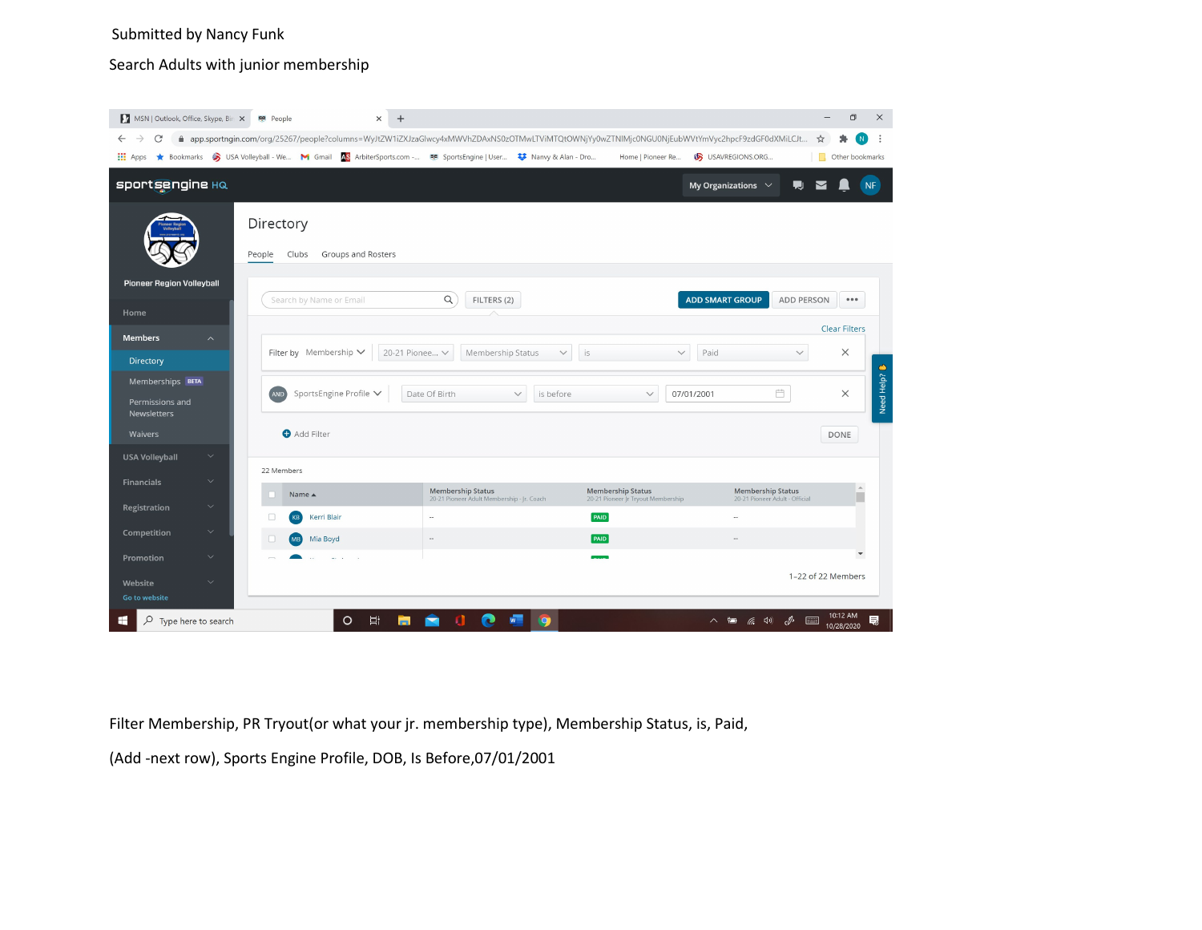Submitted by Nancy Funk

Search Adults with junior membership

Filter Membership, PR Tryout(or what your jr. membership type), Membership Status, is, Paid,

(Add -next row), Sports Engine Profile, DOB, Is Before,07/01/2001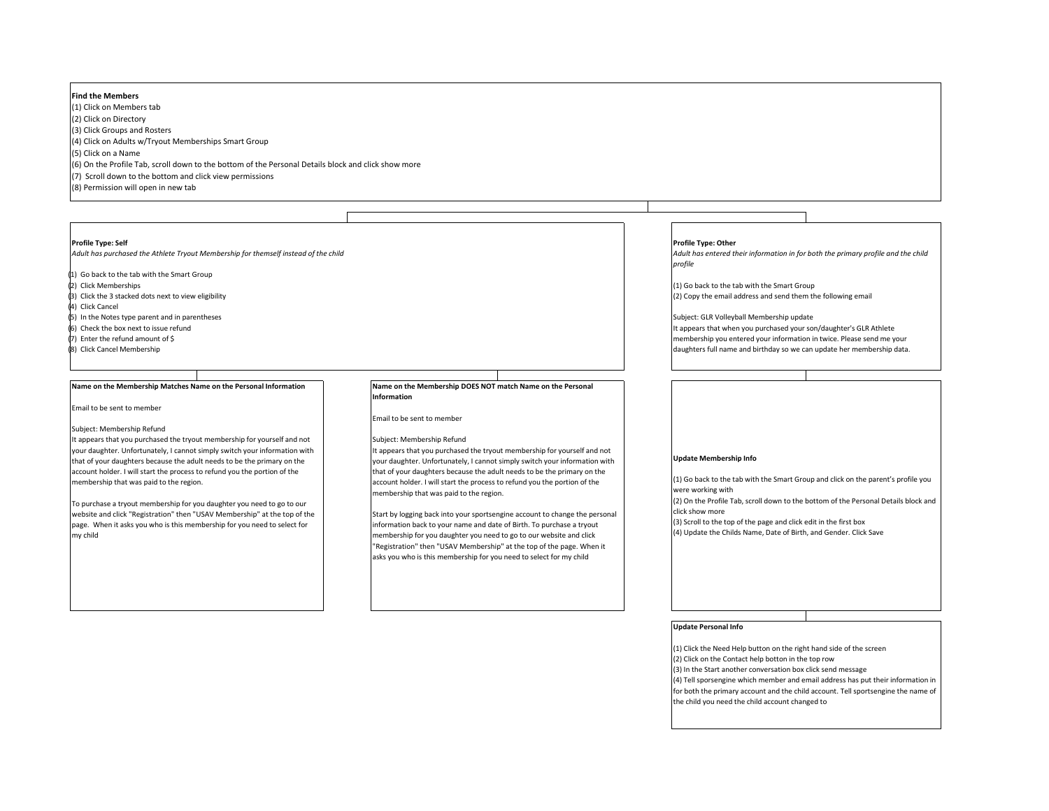**Find the Members**

(1) Click on Members tab
(2) Click on Directory
(3) Click Groups and Rosters
(4) Click on Adults w/Tryout Memberships Smart Group
(5) Click on a Name
(6) On the Profile Tab, scroll down to the bottom of the Personal Details block and click show more
(7) Scroll down to the bottom and click view permissions
(8) Permission will open in new tab

**Profile Type: Self**

*Adult has purchased the Athlete Tryout Membership for themself instead of the child*

(1) Go back to the tab with the Smart Group
(2) Click Memberships
(3) Click the 3 stacked dots next to view eligibility
(4) Click Cancel
(5) In the Notes type parent and in parentheses
(6) Check the box next to issue refund
(7) Enter the refund amount of $
(8) Click Cancel Membership

**Name on the Membership Matches Name on the Personal Information**

Email to be sent to member

Subject: Membership Refund
It appears that you purchased the tryout membership for yourself and not your daughter. Unfortunately, I cannot simply switch your information with that of your daughters because the adult needs to be the primary on the account holder. I will start the process to refund you the portion of the membership that was paid to the region.

To purchase a tryout membership for you daughter you need to go to our website and click "Registration" then "USAV Membership" at the top of the page. When it asks you who is this membership for you need to select for my child

**Name on the Membership DOES NOT match Name on the Personal Information**

Email to be sent to member

Subject: Membership Refund
It appears that you purchased the tryout membership for yourself and not your daughter. Unfortunately, I cannot simply switch your information with that of your daughters because the adult needs to be the primary on the account holder. I will start the process to refund you the portion of the membership that was paid to the region.

Start by logging back into your sportsengine account to change the personal information back to your name and date of Birth. To purchase a tryout membership for you daughter you need to go to our website and click "Registration" then "USAV Membership" at the top of the page. When it asks you who is this membership for you need to select for my child

**Profile Type: Other**

*Adult has entered their information in for both the primary profile and the child profile*

(1) Go back to the tab with the Smart Group
(2) Copy the email address and send them the following email

Subject: GLR Volleyball Membership update
It appears that when you purchased your son/daughter's GLR Athlete membership you entered your information in twice. Please send me your daughters full name and birthday so we can update her membership data.

**Update Membership Info**

(1) Go back to the tab with the Smart Group and click on the parent's profile you were working with
(2) On the Profile Tab, scroll down to the bottom of the Personal Details block and click show more
(3) Scroll to the top of the page and click edit in the first box
(4) Update the Childs Name, Date of Birth, and Gender. Click Save

**Update Personal Info**

(1) Click the Need Help button on the right hand side of the screen
(2) Click on the Contact help botton in the top row
(3) In the Start another conversation box click send message
(4) Tell sporsengine which member and email address has put their information in for both the primary account and the child account. Tell sportsengine the name of the child you need the child account changed to